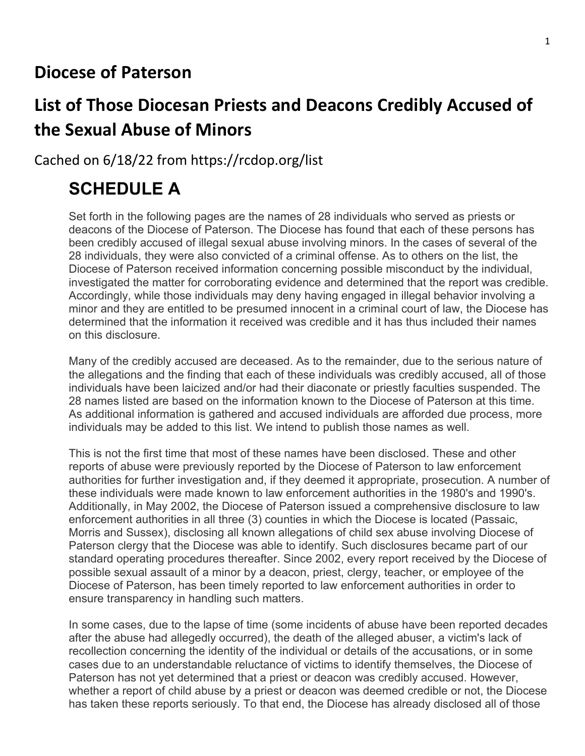# Diocese of Paterson

# List of Those Diocesan Priests and Deacons Credibly Accused of the Sexual Abuse of Minors

Cached on 6/18/22 from https://rcdop.org/list

## SCHEDULE A

Set forth in the following pages are the names of 28 individuals who served as priests or deacons of the Diocese of Paterson. The Diocese has found that each of these persons has been credibly accused of illegal sexual abuse involving minors. In the cases of several of the 28 individuals, they were also convicted of a criminal offense. As to others on the list, the Diocese of Paterson received information concerning possible misconduct by the individual, investigated the matter for corroborating evidence and determined that the report was credible. Accordingly, while those individuals may deny having engaged in illegal behavior involving a minor and they are entitled to be presumed innocent in a criminal court of law, the Diocese has determined that the information it received was credible and it has thus included their names on this disclosure.

Many of the credibly accused are deceased. As to the remainder, due to the serious nature of the allegations and the finding that each of these individuals was credibly accused, all of those individuals have been laicized and/or had their diaconate or priestly faculties suspended. The 28 names listed are based on the information known to the Diocese of Paterson at this time. As additional information is gathered and accused individuals are afforded due process, more individuals may be added to this list. We intend to publish those names as well.

This is not the first time that most of these names have been disclosed. These and other reports of abuse were previously reported by the Diocese of Paterson to law enforcement authorities for further investigation and, if they deemed it appropriate, prosecution. A number of these individuals were made known to law enforcement authorities in the 1980's and 1990's. Additionally, in May 2002, the Diocese of Paterson issued a comprehensive disclosure to law enforcement authorities in all three (3) counties in which the Diocese is located (Passaic, Morris and Sussex), disclosing all known allegations of child sex abuse involving Diocese of Paterson clergy that the Diocese was able to identify. Such disclosures became part of our standard operating procedures thereafter. Since 2002, every report received by the Diocese of possible sexual assault of a minor by a deacon, priest, clergy, teacher, or employee of the Diocese of Paterson, has been timely reported to law enforcement authorities in order to ensure transparency in handling such matters.

In some cases, due to the lapse of time (some incidents of abuse have been reported decades after the abuse had allegedly occurred), the death of the alleged abuser, a victim's lack of recollection concerning the identity of the individual or details of the accusations, or in some cases due to an understandable reluctance of victims to identify themselves, the Diocese of Paterson has not yet determined that a priest or deacon was credibly accused. However, whether a report of child abuse by a priest or deacon was deemed credible or not, the Diocese has taken these reports seriously. To that end, the Diocese has already disclosed all of those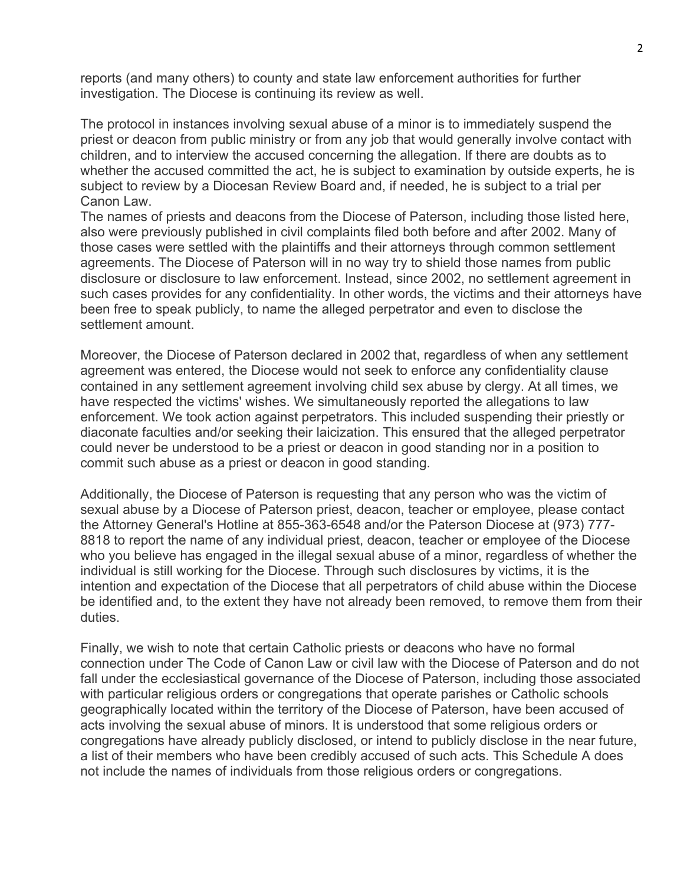reports (and many others) to county and state law enforcement authorities for further investigation. The Diocese is continuing its review as well.

The protocol in instances involving sexual abuse of a minor is to immediately suspend the priest or deacon from public ministry or from any job that would generally involve contact with children, and to interview the accused concerning the allegation. If there are doubts as to whether the accused committed the act, he is subject to examination by outside experts, he is subject to review by a Diocesan Review Board and, if needed, he is subject to a trial per Canon Law.

The names of priests and deacons from the Diocese of Paterson, including those listed here, also were previously published in civil complaints filed both before and after 2002. Many of those cases were settled with the plaintiffs and their attorneys through common settlement agreements. The Diocese of Paterson will in no way try to shield those names from public disclosure or disclosure to law enforcement. Instead, since 2002, no settlement agreement in such cases provides for any confidentiality. In other words, the victims and their attorneys have been free to speak publicly, to name the alleged perpetrator and even to disclose the settlement amount.

Moreover, the Diocese of Paterson declared in 2002 that, regardless of when any settlement agreement was entered, the Diocese would not seek to enforce any confidentiality clause contained in any settlement agreement involving child sex abuse by clergy. At all times, we have respected the victims' wishes. We simultaneously reported the allegations to law enforcement. We took action against perpetrators. This included suspending their priestly or diaconate faculties and/or seeking their laicization. This ensured that the alleged perpetrator could never be understood to be a priest or deacon in good standing nor in a position to commit such abuse as a priest or deacon in good standing.

Additionally, the Diocese of Paterson is requesting that any person who was the victim of sexual abuse by a Diocese of Paterson priest, deacon, teacher or employee, please contact the Attorney General's Hotline at 855-363-6548 and/or the Paterson Diocese at (973) 777-8818 to report the name of any individual priest, deacon, teacher or employee of the Diocese who you believe has engaged in the illegal sexual abuse of a minor, regardless of whether the individual is still working for the Diocese. Through such disclosures by victims, it is the intention and expectation of the Diocese that all perpetrators of child abuse within the Diocese be identified and, to the extent they have not already been removed, to remove them from their duties.

Finally, we wish to note that certain Catholic priests or deacons who have no formal connection under The Code of Canon Law or civil law with the Diocese of Paterson and do not fall under the ecclesiastical governance of the Diocese of Paterson, including those associated with particular religious orders or congregations that operate parishes or Catholic schools geographically located within the territory of the Diocese of Paterson, have been accused of acts involving the sexual abuse of minors. It is understood that some religious orders or congregations have already publicly disclosed, or intend to publicly disclose in the near future, a list of their members who have been credibly accused of such acts. This Schedule A does not include the names of individuals from those religious orders or congregations.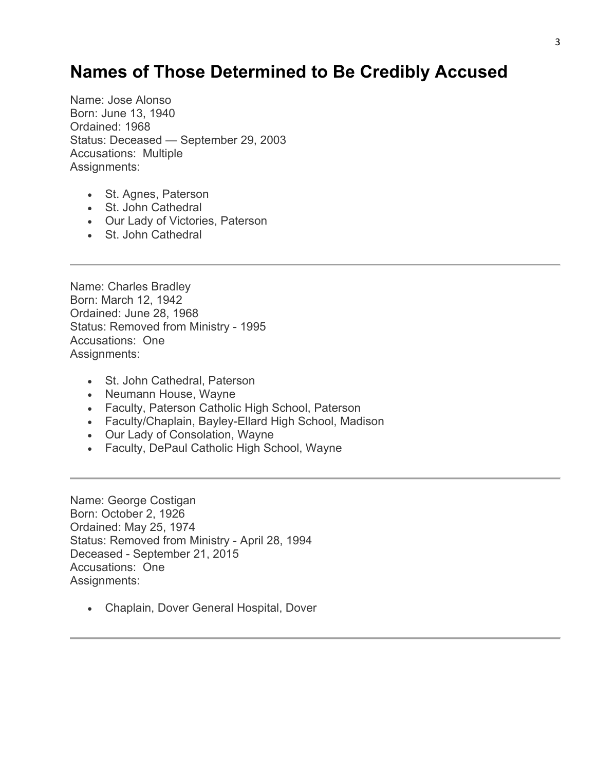# Names of Those Determined to Be Credibly Accused

Name: Jose Alonso
Born: June 13, 1940
Ordained: 1968
Status: Deceased — September 29, 2003
Accusations: Multiple
Assignments:

- St. Agnes, Paterson
- St. John Cathedral
- Our Lady of Victories, Paterson
- St. John Cathedral

---

Name: Charles Bradley
Born: March 12, 1942
Ordained: June 28, 1968
Status: Removed from Ministry - 1995
Accusations: One
Assignments:

- St. John Cathedral, Paterson
- Neumann House, Wayne
- Faculty, Paterson Catholic High School, Paterson
- Faculty/Chaplain, Bayley-Ellard High School, Madison
- Our Lady of Consolation, Wayne
- Faculty, DePaul Catholic High School, Wayne

---

Name: George Costigan
Born: October 2, 1926
Ordained: May 25, 1974
Status: Removed from Ministry - April 28, 1994
Deceased - September 21, 2015
Accusations: One
Assignments:

- Chaplain, Dover General Hospital, Dover

---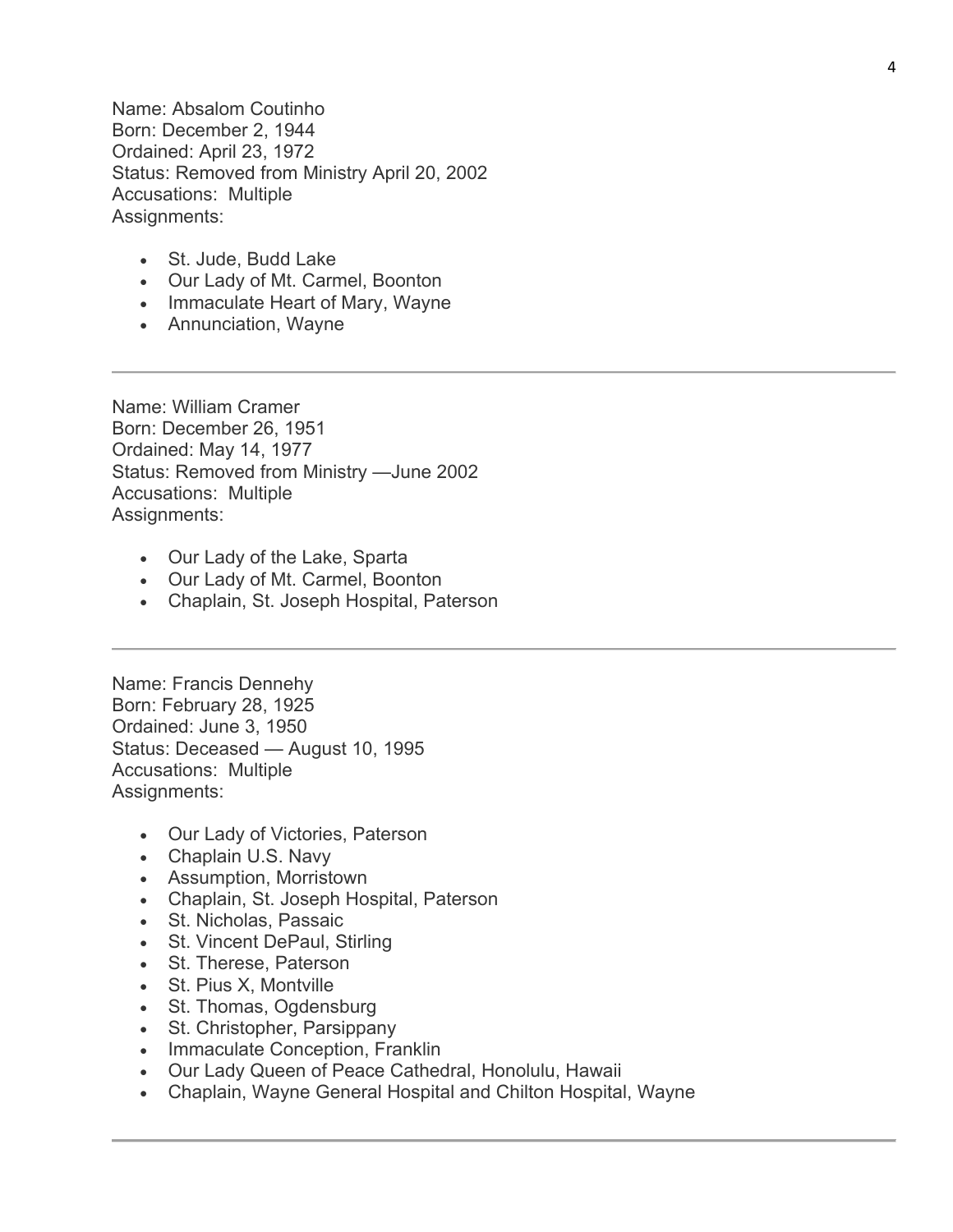Name: Absalom Coutinho
Born: December 2, 1944
Ordained: April 23, 1972
Status: Removed from Ministry April 20, 2002
Accusations: Multiple
Assignments:

- St. Jude, Budd Lake
- Our Lady of Mt. Carmel, Boonton
- Immaculate Heart of Mary, Wayne
- Annunciation, Wayne

---

Name: William Cramer
Born: December 26, 1951
Ordained: May 14, 1977
Status: Removed from Ministry —June 2002
Accusations: Multiple
Assignments:

- Our Lady of the Lake, Sparta
- Our Lady of Mt. Carmel, Boonton
- Chaplain, St. Joseph Hospital, Paterson

---

Name: Francis Dennehy
Born: February 28, 1925
Ordained: June 3, 1950
Status: Deceased — August 10, 1995
Accusations: Multiple
Assignments:

- Our Lady of Victories, Paterson
- Chaplain U.S. Navy
- Assumption, Morristown
- Chaplain, St. Joseph Hospital, Paterson
- St. Nicholas, Passaic
- St. Vincent DePaul, Stirling
- St. Therese, Paterson
- St. Pius X, Montville
- St. Thomas, Ogdensburg
- St. Christopher, Parsippany
- Immaculate Conception, Franklin
- Our Lady Queen of Peace Cathedral, Honolulu, Hawaii
- Chaplain, Wayne General Hospital and Chilton Hospital, Wayne

---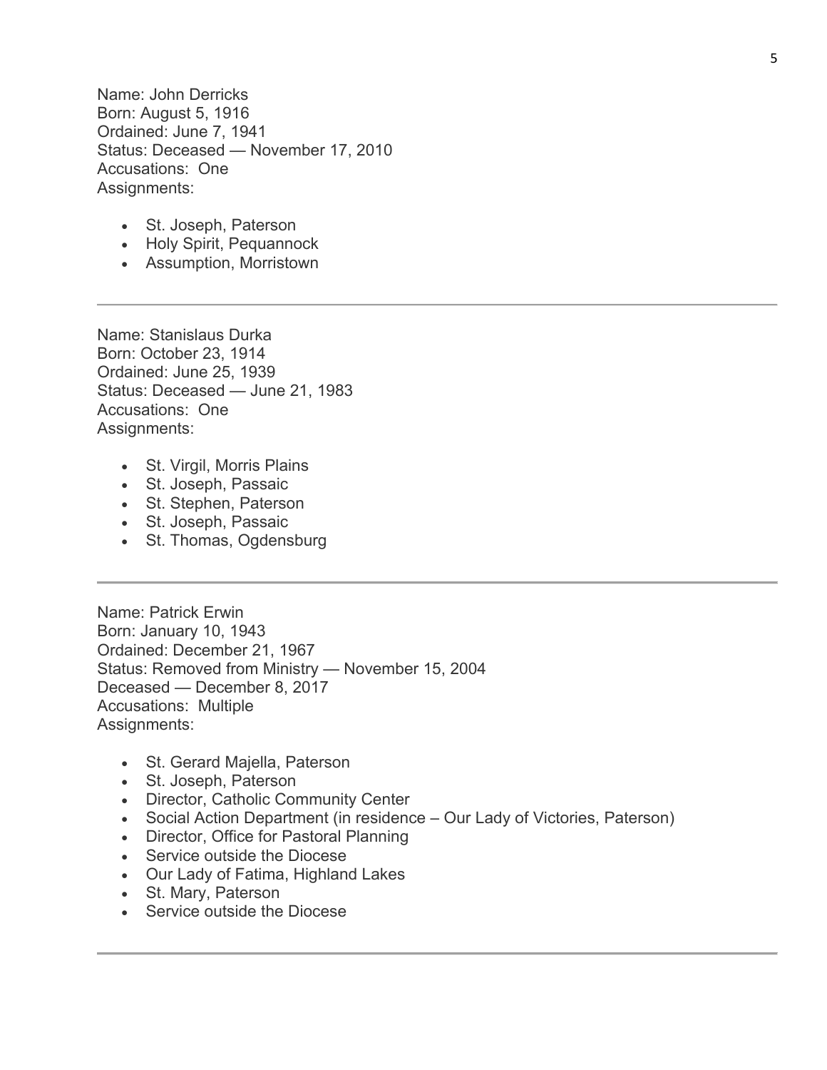Name: John Derricks
Born: August 5, 1916
Ordained: June 7, 1941
Status: Deceased — November 17, 2010
Accusations: One
Assignments:

- St. Joseph, Paterson
- Holy Spirit, Pequannock
- Assumption, Morristown

---

Name: Stanislaus Durka
Born: October 23, 1914
Ordained: June 25, 1939
Status: Deceased — June 21, 1983
Accusations: One
Assignments:

- St. Virgil, Morris Plains
- St. Joseph, Passaic
- St. Stephen, Paterson
- St. Joseph, Passaic
- St. Thomas, Ogdensburg

---

Name: Patrick Erwin
Born: January 10, 1943
Ordained: December 21, 1967
Status: Removed from Ministry — November 15, 2004
Deceased — December 8, 2017
Accusations: Multiple
Assignments:

- St. Gerard Majella, Paterson
- St. Joseph, Paterson
- Director, Catholic Community Center
- Social Action Department (in residence – Our Lady of Victories, Paterson)
- Director, Office for Pastoral Planning
- Service outside the Diocese
- Our Lady of Fatima, Highland Lakes
- St. Mary, Paterson
- Service outside the Diocese

---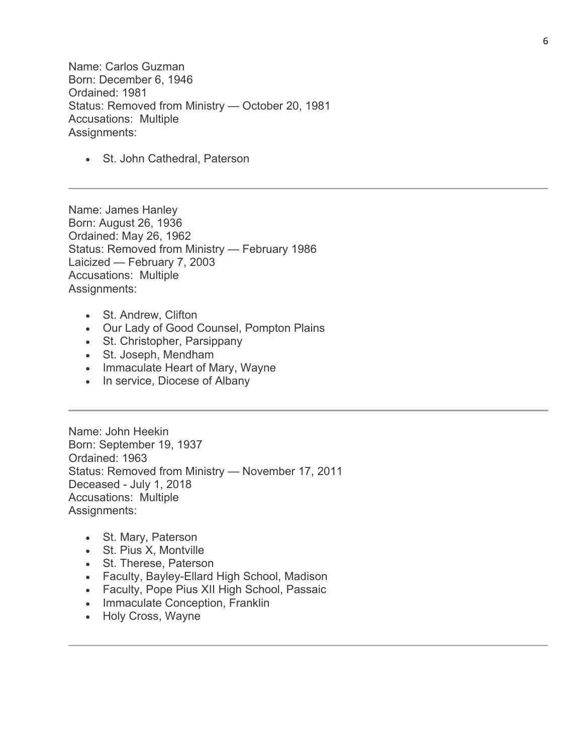Name: Carlos Guzman
Born: December 6, 1946
Ordained: 1981
Status: Removed from Ministry — October 20, 1981
Accusations: Multiple
Assignments:

- St. John Cathedral, Paterson

---

Name: James Hanley
Born: August 26, 1936
Ordained: May 26, 1962
Status: Removed from Ministry — February 1986
Laicized — February 7, 2003
Accusations: Multiple
Assignments:

- St. Andrew, Clifton
- Our Lady of Good Counsel, Pompton Plains
- St. Christopher, Parsippany
- St. Joseph, Mendham
- Immaculate Heart of Mary, Wayne
- In service, Diocese of Albany

---

Name: John Heekin
Born: September 19, 1937
Ordained: 1963
Status: Removed from Ministry — November 17, 2011
Deceased - July 1, 2018
Accusations: Multiple
Assignments:

- St. Mary, Paterson
- St. Pius X, Montville
- St. Therese, Paterson
- Faculty, Bayley-Ellard High School, Madison
- Faculty, Pope Pius XII High School, Passaic
- Immaculate Conception, Franklin
- Holy Cross, Wayne

---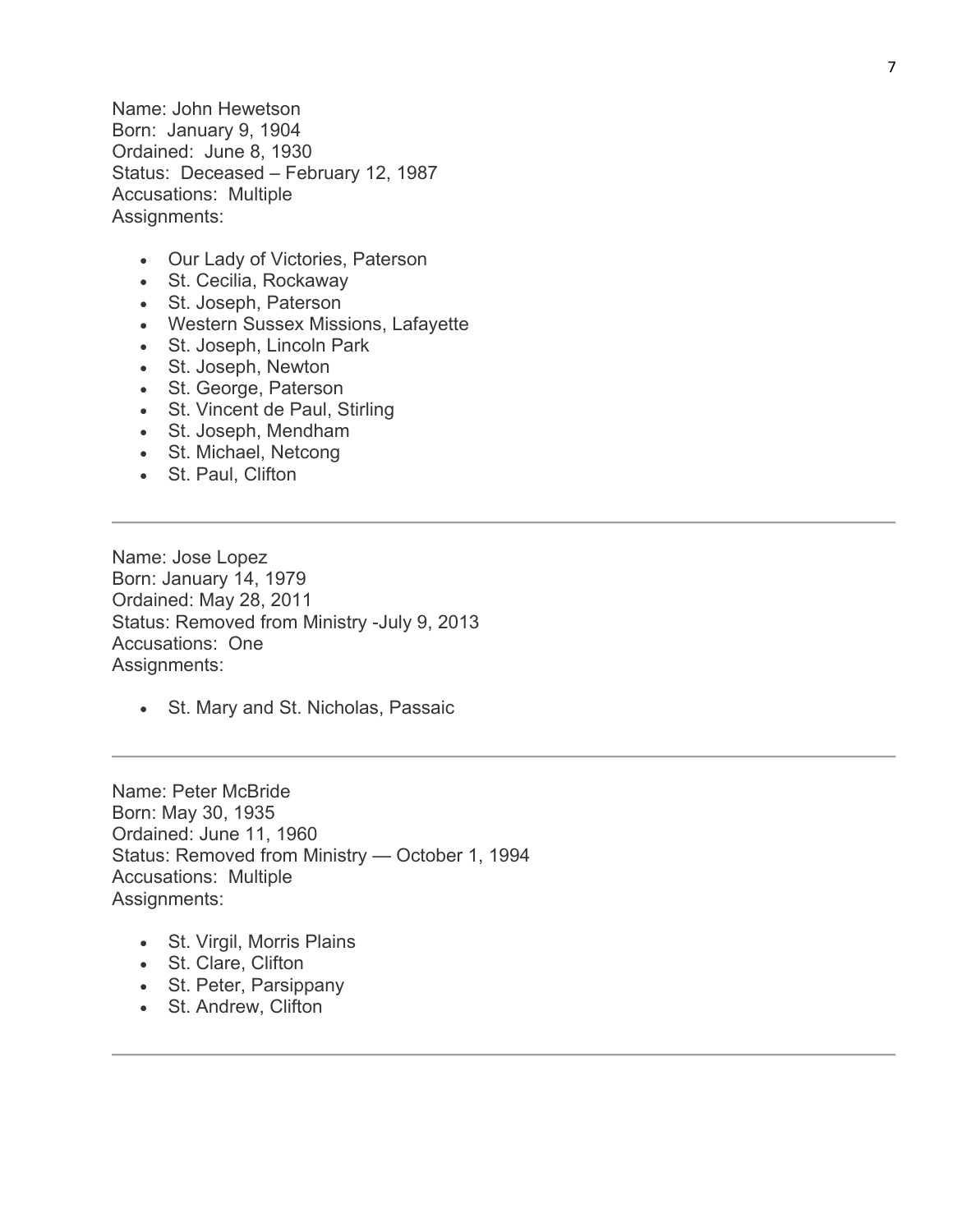Name: John Hewetson
Born: January 9, 1904
Ordained: June 8, 1930
Status: Deceased – February 12, 1987
Accusations: Multiple
Assignments:

- Our Lady of Victories, Paterson
- St. Cecilia, Rockaway
- St. Joseph, Paterson
- Western Sussex Missions, Lafayette
- St. Joseph, Lincoln Park
- St. Joseph, Newton
- St. George, Paterson
- St. Vincent de Paul, Stirling
- St. Joseph, Mendham
- St. Michael, Netcong
- St. Paul, Clifton

---

Name: Jose Lopez
Born: January 14, 1979
Ordained: May 28, 2011
Status: Removed from Ministry -July 9, 2013
Accusations: One
Assignments:

- St. Mary and St. Nicholas, Passaic

---

Name: Peter McBride
Born: May 30, 1935
Ordained: June 11, 1960
Status: Removed from Ministry — October 1, 1994
Accusations: Multiple
Assignments:

- St. Virgil, Morris Plains
- St. Clare, Clifton
- St. Peter, Parsippany
- St. Andrew, Clifton

---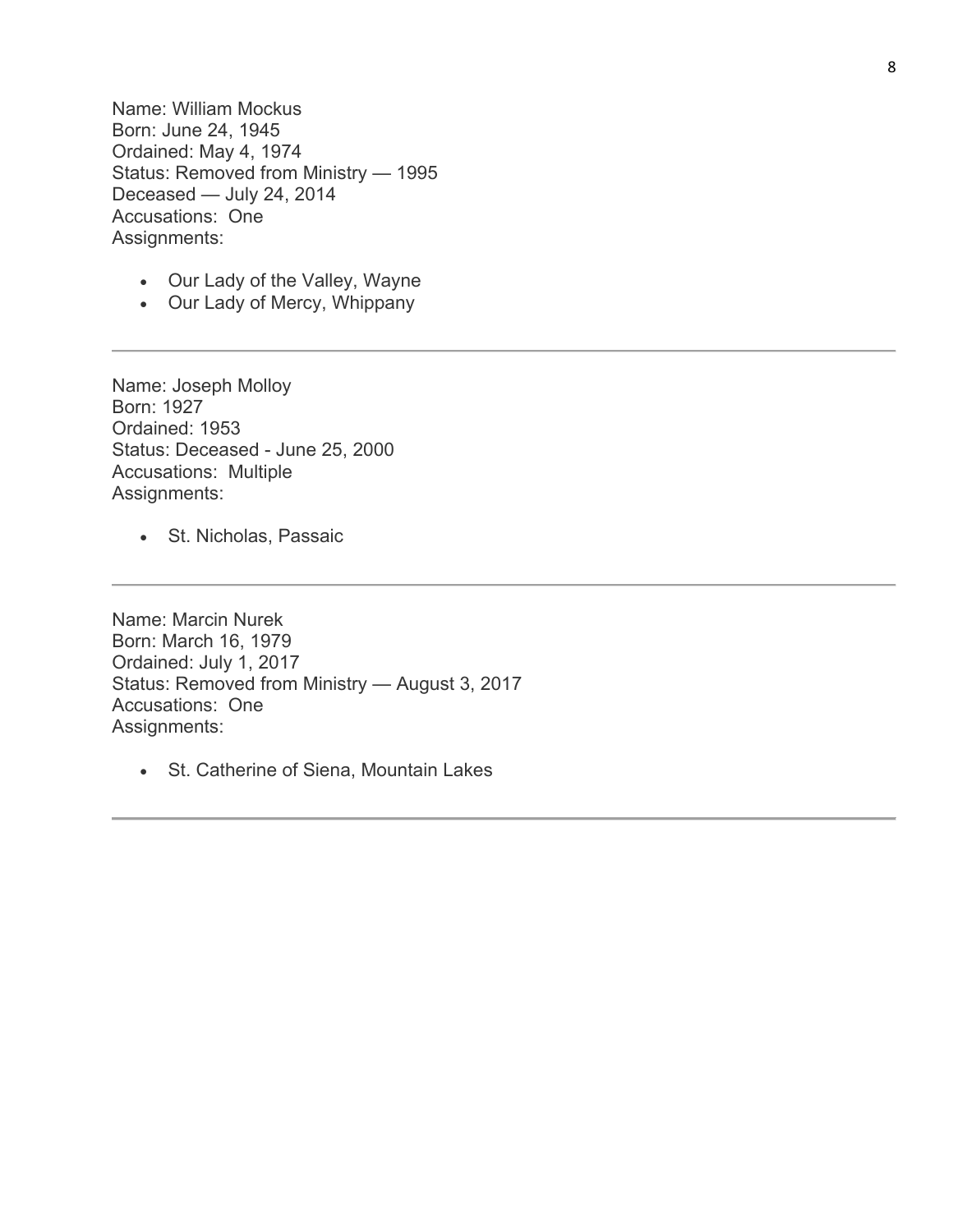Name: William Mockus
Born: June 24, 1945
Ordained: May 4, 1974
Status: Removed from Ministry — 1995
Deceased — July 24, 2014
Accusations: One
Assignments:

- Our Lady of the Valley, Wayne
- Our Lady of Mercy, Whippany

---

Name: Joseph Molloy
Born: 1927
Ordained: 1953
Status: Deceased - June 25, 2000
Accusations: Multiple
Assignments:

- St. Nicholas, Passaic

---

Name: Marcin Nurek
Born: March 16, 1979
Ordained: July 1, 2017
Status: Removed from Ministry — August 3, 2017
Accusations: One
Assignments:

- St. Catherine of Siena, Mountain Lakes

---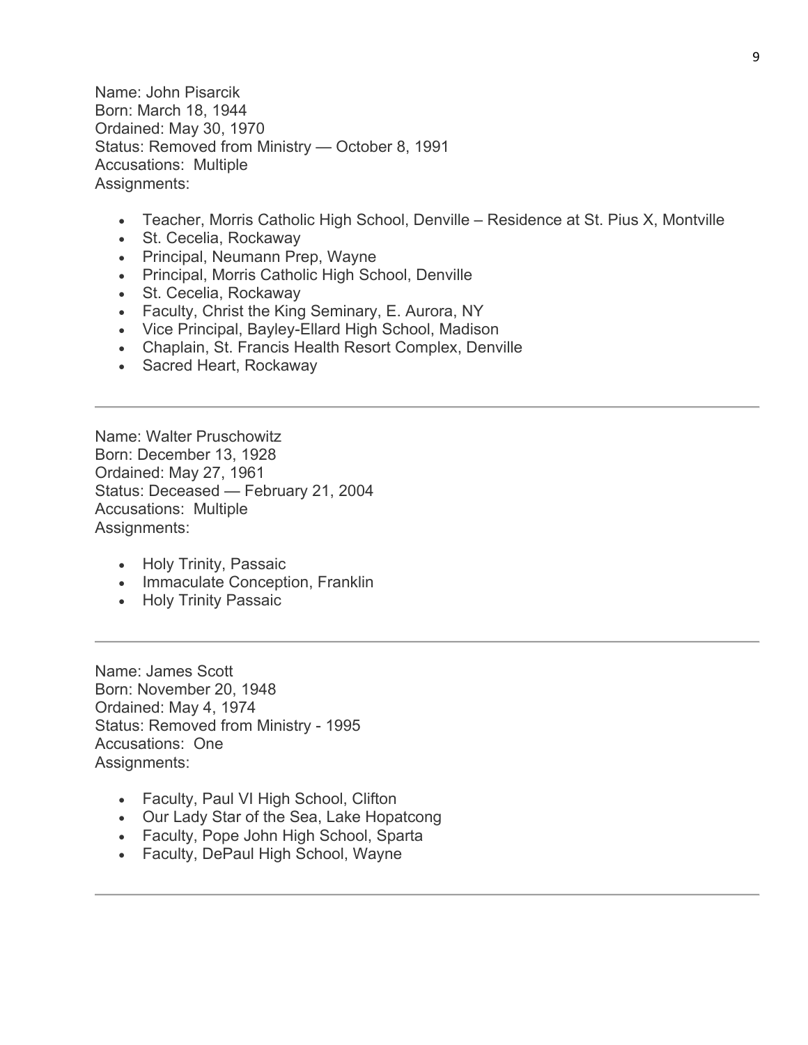Name: John Pisarcik
Born: March 18, 1944
Ordained: May 30, 1970
Status: Removed from Ministry — October 8, 1991
Accusations: Multiple
Assignments:

- Teacher, Morris Catholic High School, Denville – Residence at St. Pius X, Montville
- St. Cecelia, Rockaway
- Principal, Neumann Prep, Wayne
- Principal, Morris Catholic High School, Denville
- St. Cecelia, Rockaway
- Faculty, Christ the King Seminary, E. Aurora, NY
- Vice Principal, Bayley-Ellard High School, Madison
- Chaplain, St. Francis Health Resort Complex, Denville
- Sacred Heart, Rockaway

---

Name: Walter Pruschowitz
Born: December 13, 1928
Ordained: May 27, 1961
Status: Deceased — February 21, 2004
Accusations: Multiple
Assignments:

- Holy Trinity, Passaic
- Immaculate Conception, Franklin
- Holy Trinity Passaic

---

Name: James Scott
Born: November 20, 1948
Ordained: May 4, 1974
Status: Removed from Ministry - 1995
Accusations: One
Assignments:

- Faculty, Paul VI High School, Clifton
- Our Lady Star of the Sea, Lake Hopatcong
- Faculty, Pope John High School, Sparta
- Faculty, DePaul High School, Wayne

---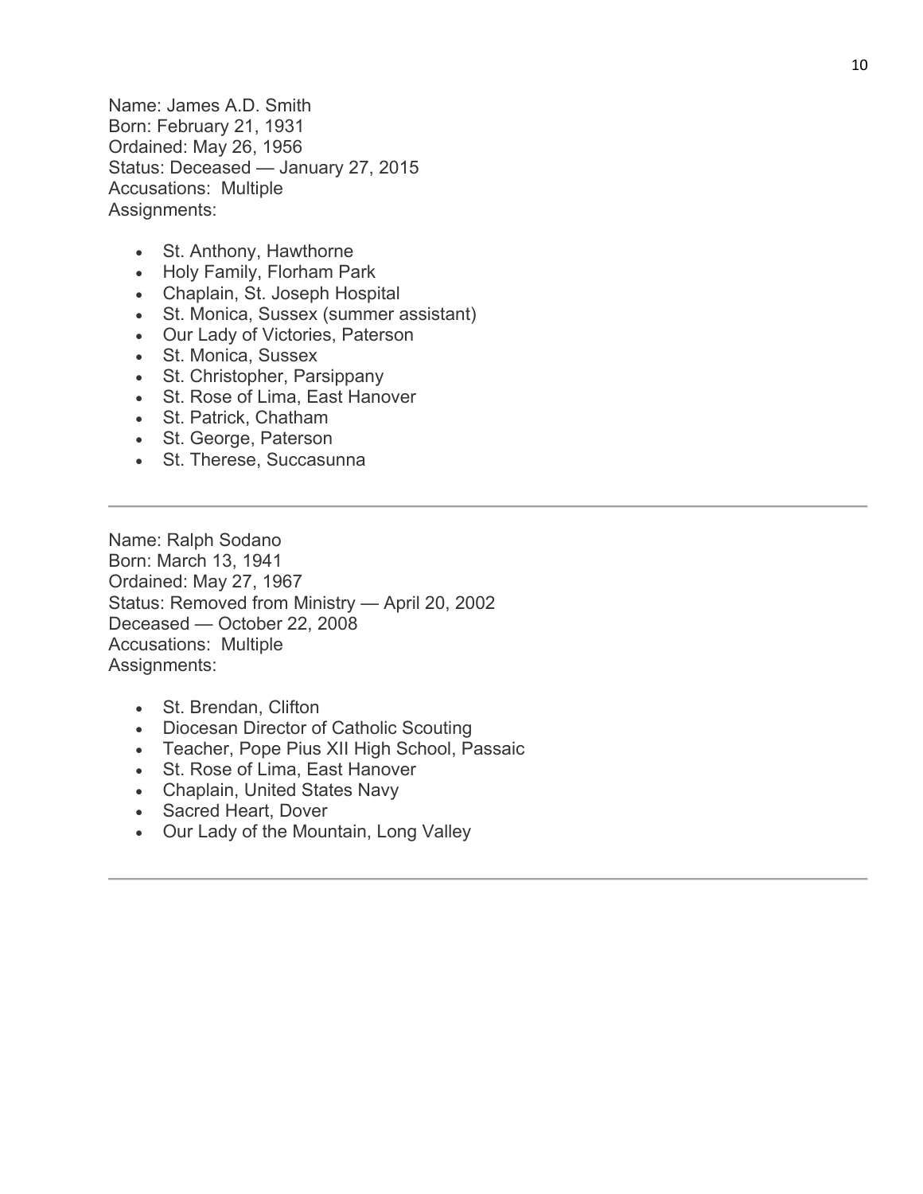Name: James A.D. Smith
Born: February 21, 1931
Ordained: May 26, 1956
Status: Deceased — January 27, 2015
Accusations: Multiple
Assignments:

- St. Anthony, Hawthorne
- Holy Family, Florham Park
- Chaplain, St. Joseph Hospital
- St. Monica, Sussex (summer assistant)
- Our Lady of Victories, Paterson
- St. Monica, Sussex
- St. Christopher, Parsippany
- St. Rose of Lima, East Hanover
- St. Patrick, Chatham
- St. George, Paterson
- St. Therese, Succasunna

---

Name: Ralph Sodano
Born: March 13, 1941
Ordained: May 27, 1967
Status: Removed from Ministry — April 20, 2002
Deceased — October 22, 2008
Accusations: Multiple
Assignments:

- St. Brendan, Clifton
- Diocesan Director of Catholic Scouting
- Teacher, Pope Pius XII High School, Passaic
- St. Rose of Lima, East Hanover
- Chaplain, United States Navy
- Sacred Heart, Dover
- Our Lady of the Mountain, Long Valley

---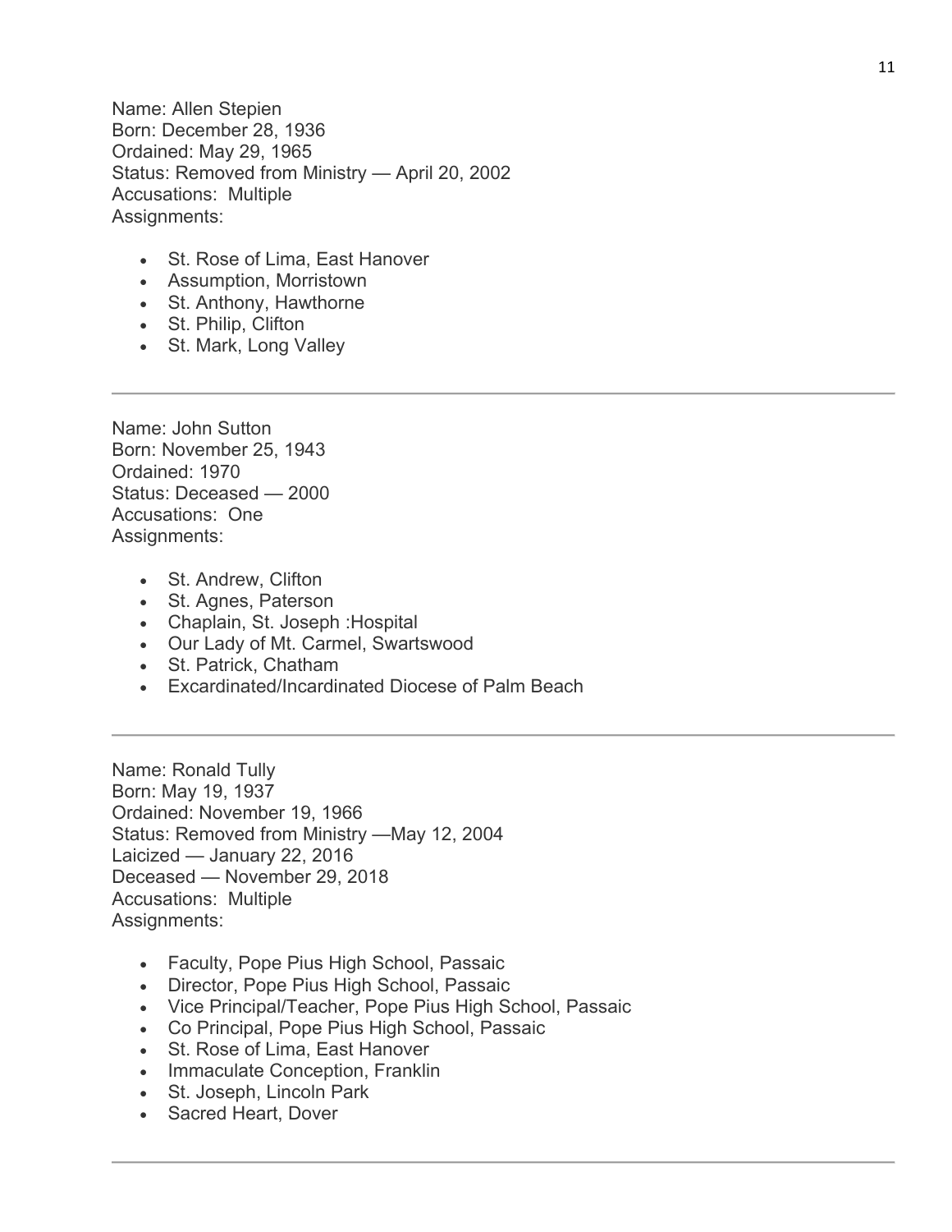Name: Allen Stepien
Born: December 28, 1936
Ordained: May 29, 1965
Status: Removed from Ministry — April 20, 2002
Accusations: Multiple
Assignments:

- St. Rose of Lima, East Hanover
- Assumption, Morristown
- St. Anthony, Hawthorne
- St. Philip, Clifton
- St. Mark, Long Valley

---

Name: John Sutton
Born: November 25, 1943
Ordained: 1970
Status: Deceased — 2000
Accusations: One
Assignments:

- St. Andrew, Clifton
- St. Agnes, Paterson
- Chaplain, St. Joseph :Hospital
- Our Lady of Mt. Carmel, Swartswood
- St. Patrick, Chatham
- Excardinated/Incardinated Diocese of Palm Beach

---

Name: Ronald Tully
Born: May 19, 1937
Ordained: November 19, 1966
Status: Removed from Ministry —May 12, 2004
Laicized — January 22, 2016
Deceased — November 29, 2018
Accusations: Multiple
Assignments:

- Faculty, Pope Pius High School, Passaic
- Director, Pope Pius High School, Passaic
- Vice Principal/Teacher, Pope Pius High School, Passaic
- Co Principal, Pope Pius High School, Passaic
- St. Rose of Lima, East Hanover
- Immaculate Conception, Franklin
- St. Joseph, Lincoln Park
- Sacred Heart, Dover

---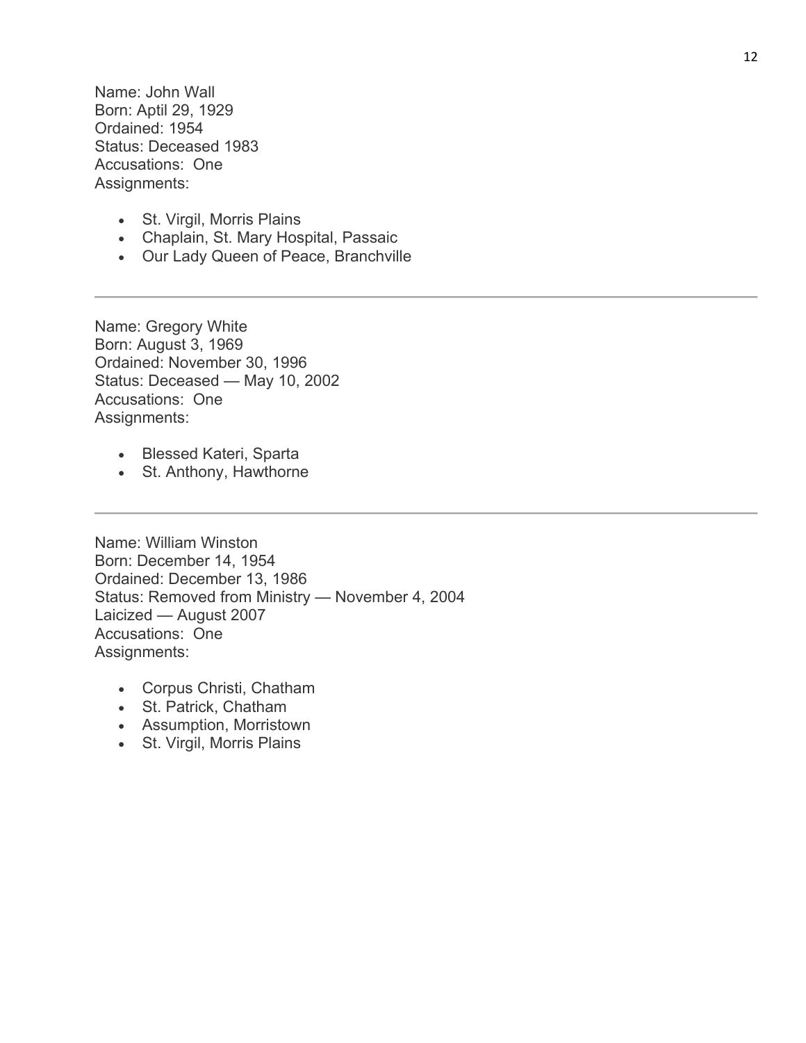Name: John Wall
Born: Aptil 29, 1929
Ordained: 1954
Status: Deceased 1983
Accusations: One
Assignments:

- St. Virgil, Morris Plains
- Chaplain, St. Mary Hospital, Passaic
- Our Lady Queen of Peace, Branchville

---

Name: Gregory White
Born: August 3, 1969
Ordained: November 30, 1996
Status: Deceased — May 10, 2002
Accusations: One
Assignments:

- Blessed Kateri, Sparta
- St. Anthony, Hawthorne

---

Name: William Winston
Born: December 14, 1954
Ordained: December 13, 1986
Status: Removed from Ministry — November 4, 2004
Laicized — August 2007
Accusations: One
Assignments:

- Corpus Christi, Chatham
- St. Patrick, Chatham
- Assumption, Morristown
- St. Virgil, Morris Plains